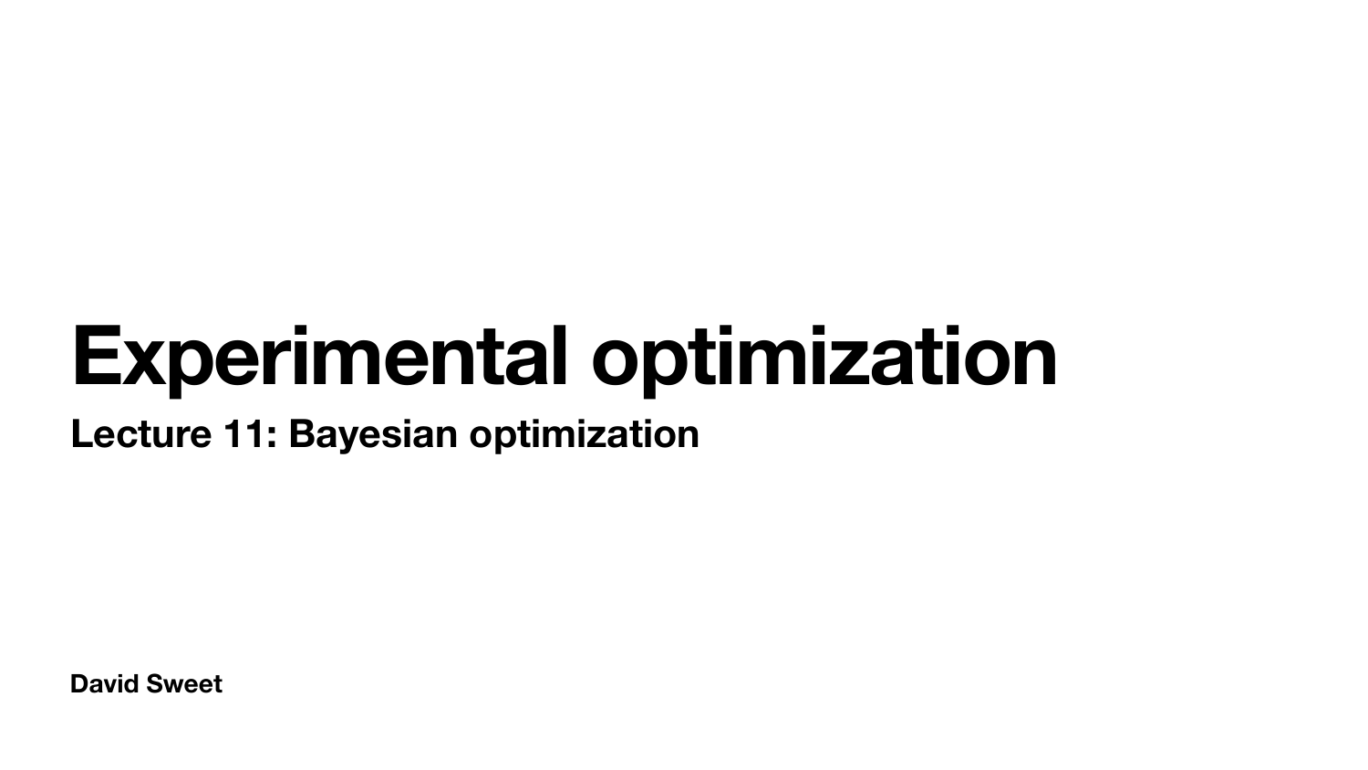# Experimental optimization

## Lecture 11: Bayesian optimization

**David Sweet**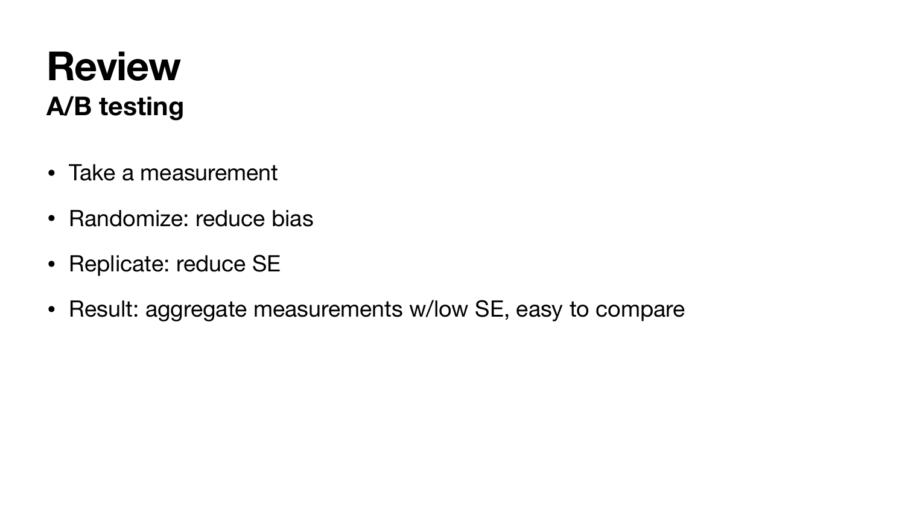# Review

## A/B testing

- Take a measurement
- Randomize: reduce bias
- Replicate: reduce SE
- Result: aggregate measurements w/low SE, easy to compare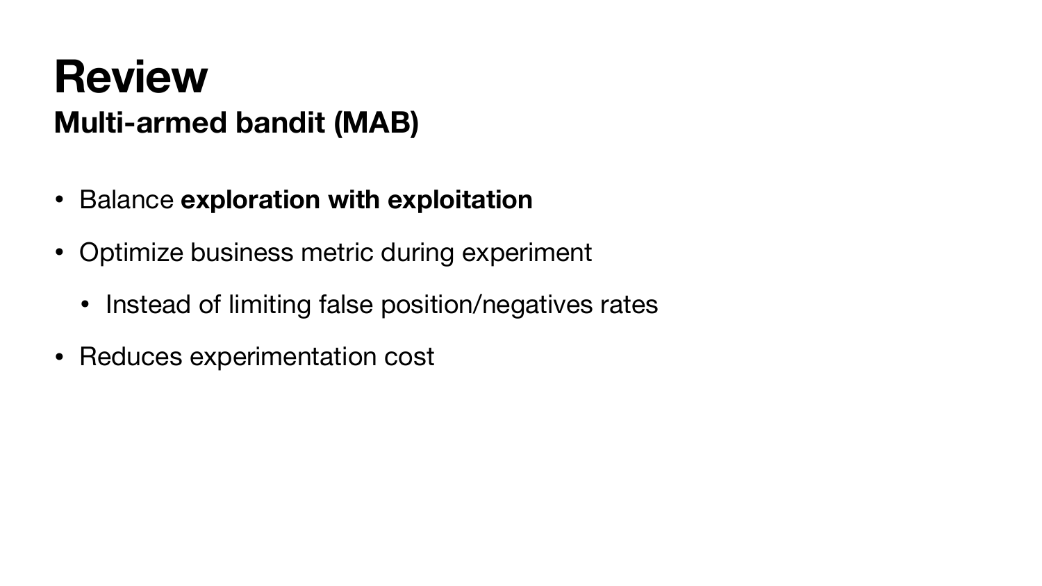# Review

## Multi-armed bandit (MAB)

- Balance **exploration with exploitation**
- Optimize business metric during experiment
  - Instead of limiting false position/negatives rates
- Reduces experimentation cost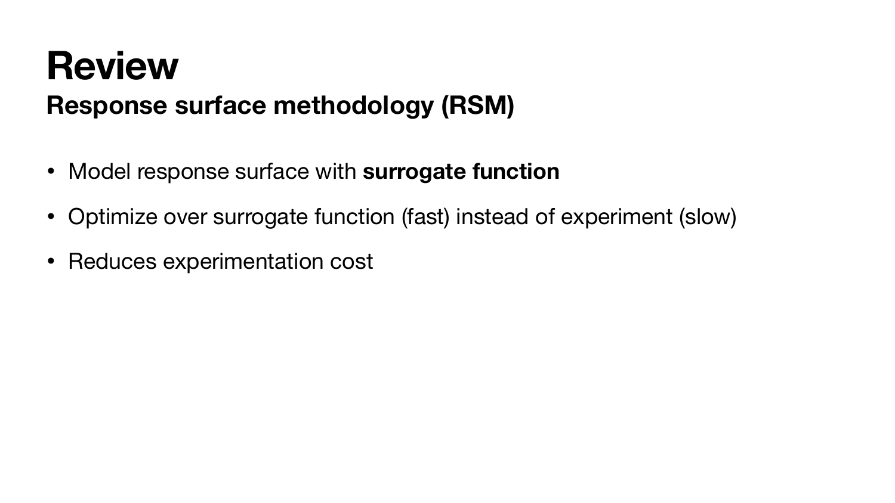# Review

## Response surface methodology (RSM)

- Model response surface with **surrogate function**
- Optimize over surrogate function (fast) instead of experiment (slow)
- Reduces experimentation cost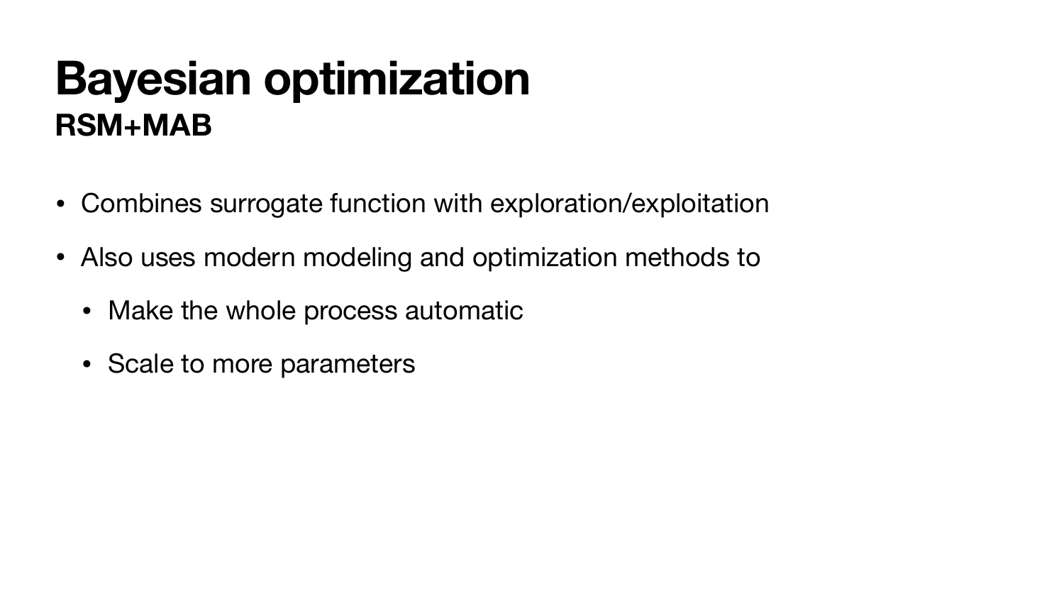# Bayesian optimization

## RSM+MAB

- Combines surrogate function with exploration/exploitation
- Also uses modern modeling and optimization methods to
  - Make the whole process automatic
  - Scale to more parameters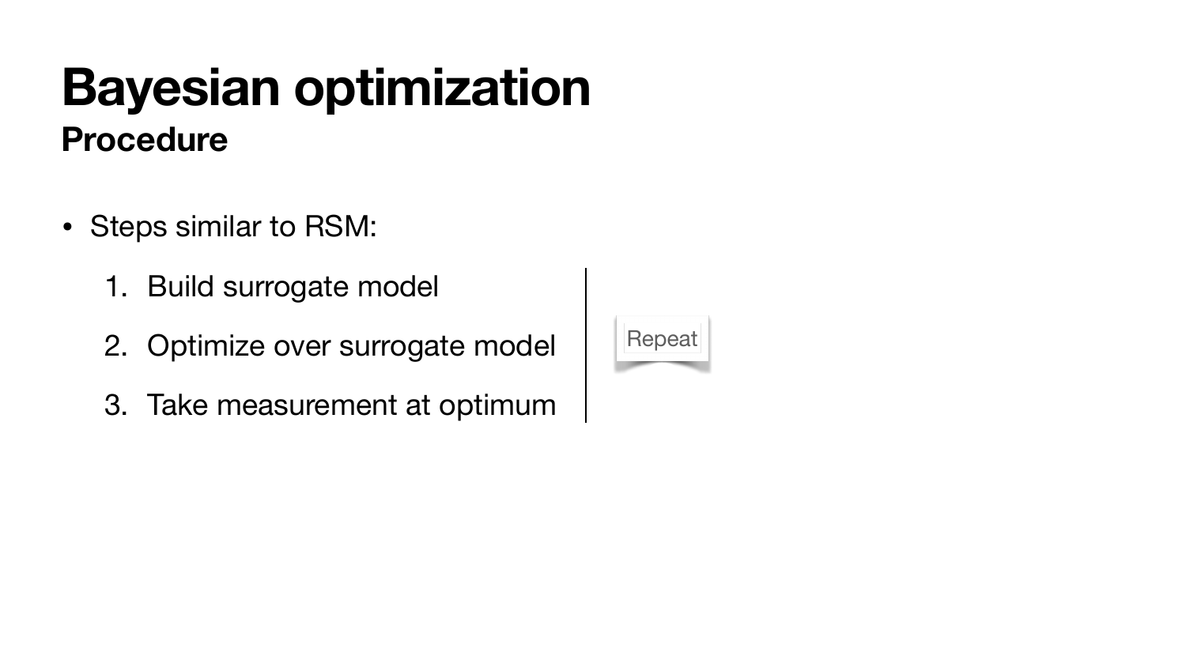# Bayesian optimization

## Procedure

- Steps similar to RSM:
  1. Build surrogate model
  2. Optimize over surrogate model
  3. Take measurement at optimum

Repeat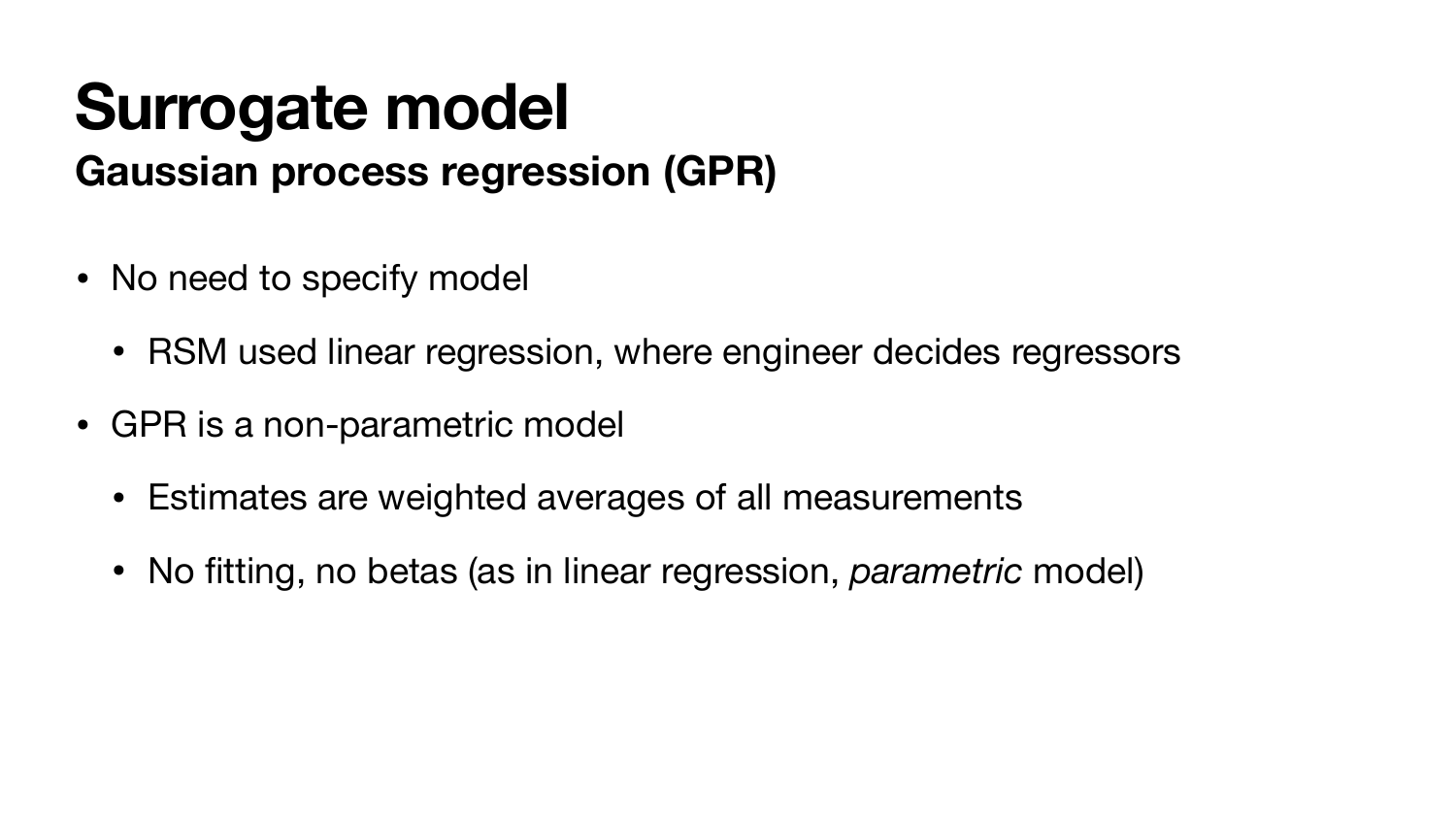# Surrogate model

## Gaussian process regression (GPR)

- No need to specify model
  - RSM used linear regression, where engineer decides regressors
- GPR is a non-parametric model
  - Estimates are weighted averages of all measurements
  - No fitting, no betas (as in linear regression, *parametric* model)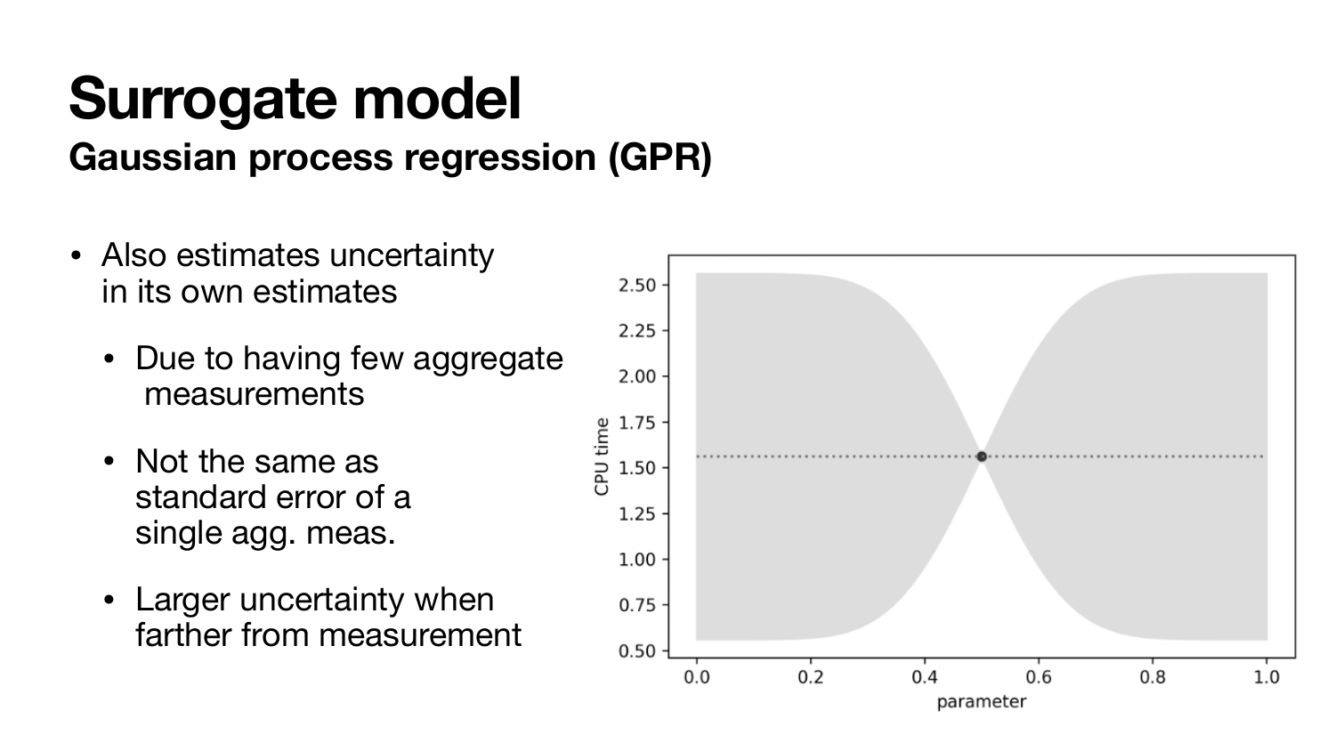# Surrogate model

## Gaussian process regression (GPR)

- Also estimates uncertainty in its own estimates
  - Due to having few aggregate measurements
  - Not the same as standard error of a single agg. meas.
  - Larger uncertainty when farther from measurement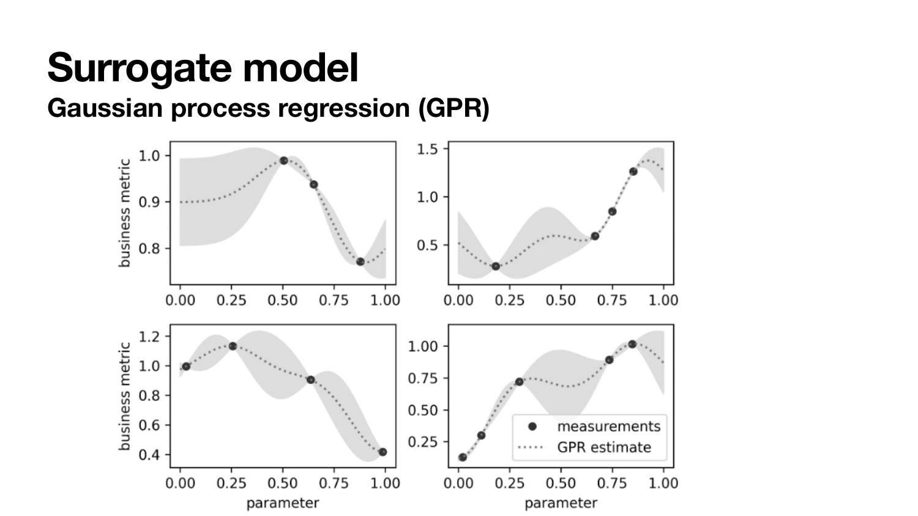# Surrogate model

## Gaussian process regression (GPR)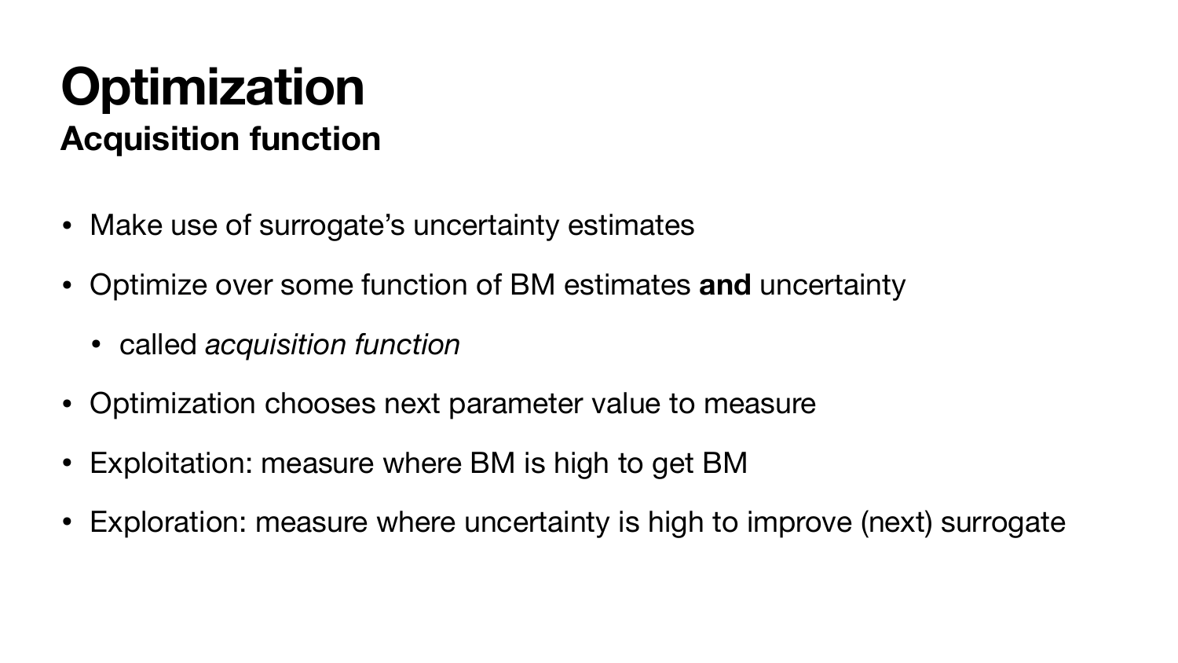# Optimization

## Acquisition function

- Make use of surrogate's uncertainty estimates
- Optimize over some function of BM estimates **and** uncertainty
  - called *acquisition function*
- Optimization chooses next parameter value to measure
- Exploitation: measure where BM is high to get BM
- Exploration: measure where uncertainty is high to improve (next) surrogate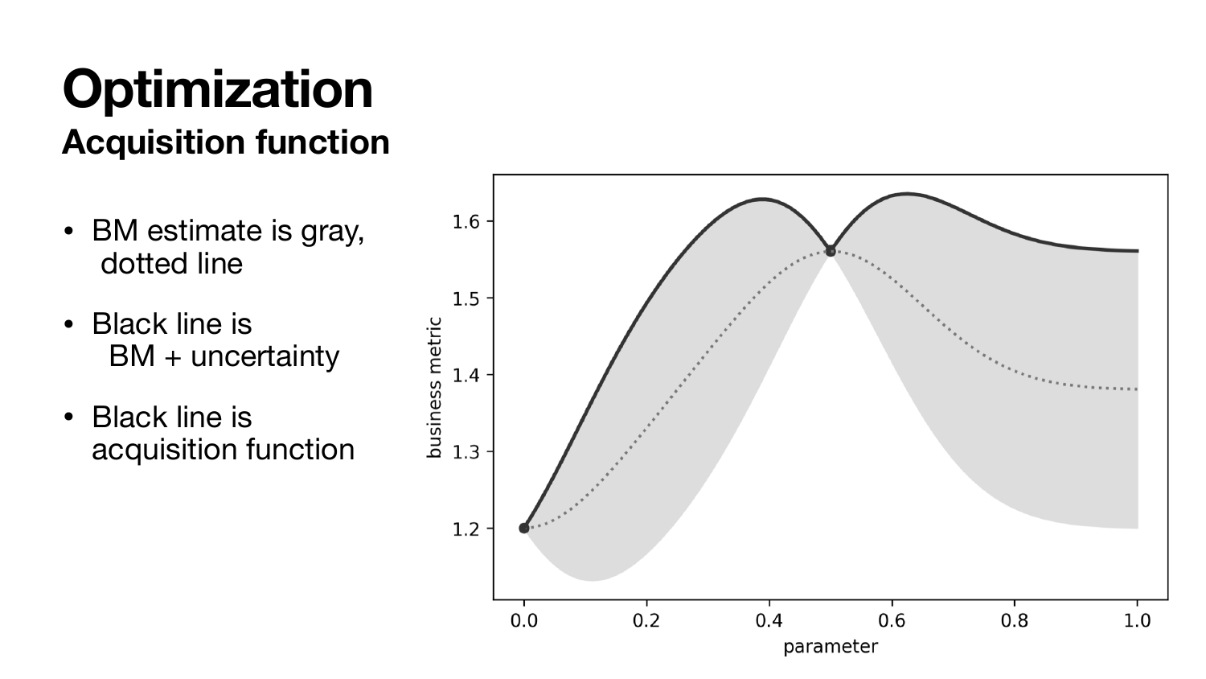# Optimization

## Acquisition function

- BM estimate is gray, dotted line
- Black line is BM + uncertainty
- Black line is acquisition function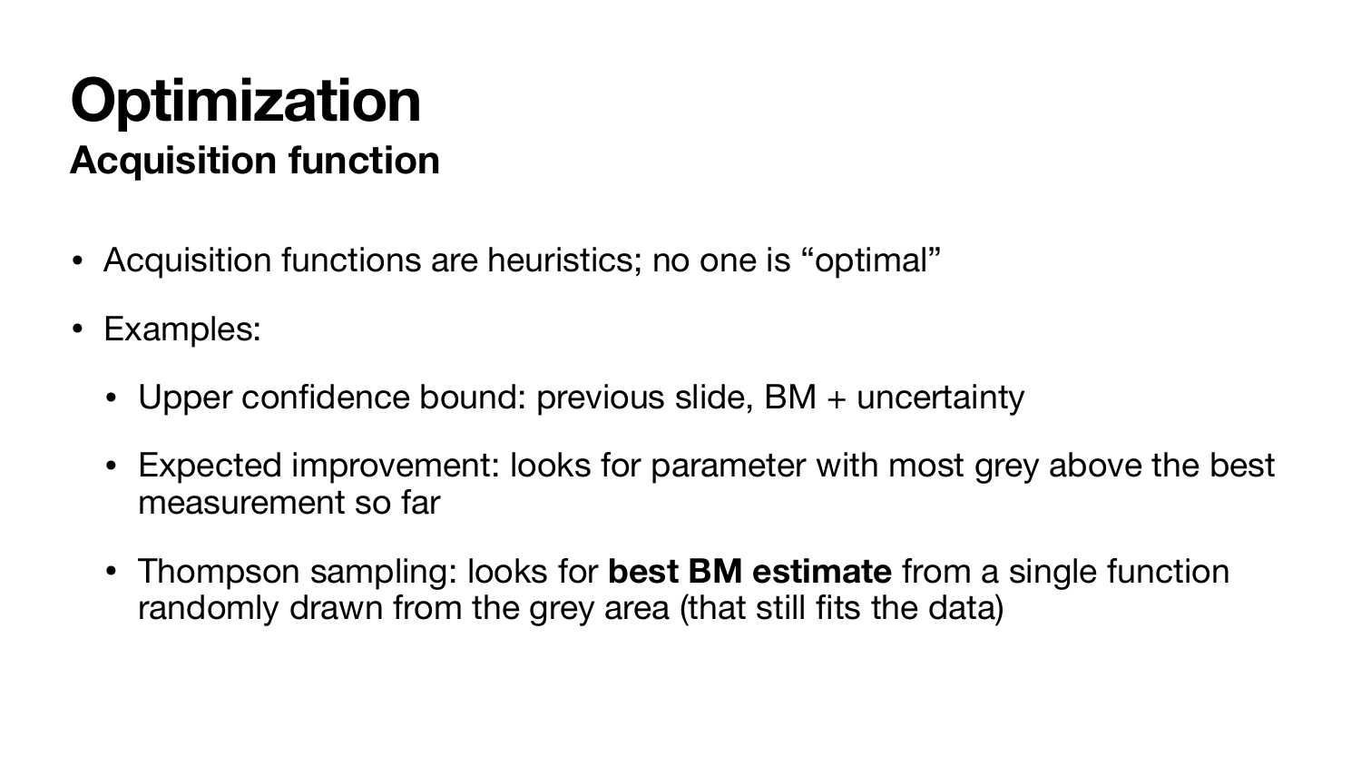# Optimization

## Acquisition function

- Acquisition functions are heuristics; no one is “optimal”
- Examples:
  - Upper confidence bound: previous slide, BM + uncertainty
  - Expected improvement: looks for parameter with most grey above the best measurement so far
  - Thompson sampling: looks for **best BM estimate** from a single function randomly drawn from the grey area (that still fits the data)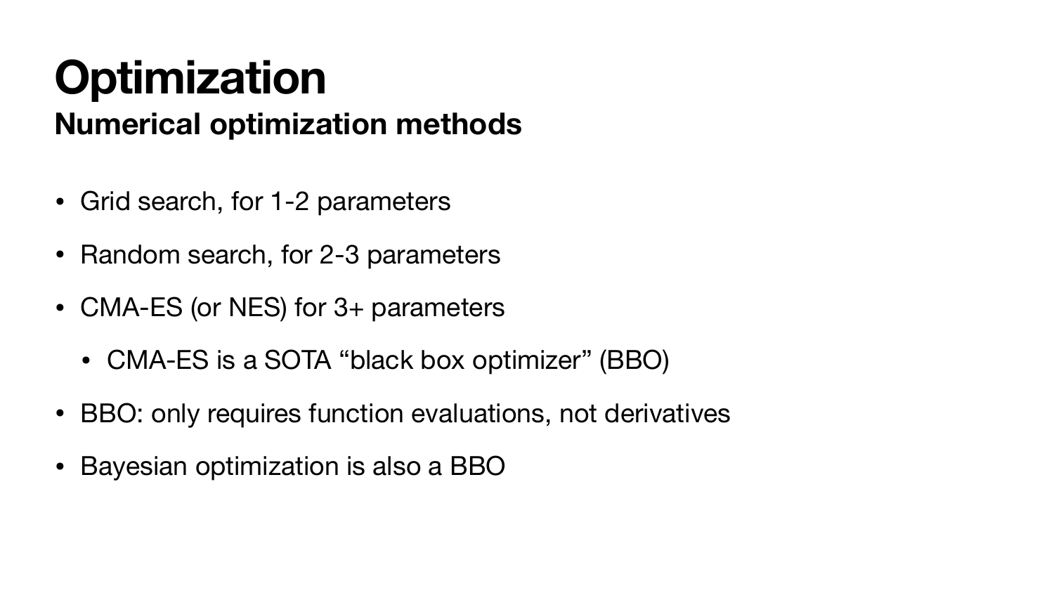# Optimization

## Numerical optimization methods

- Grid search, for 1-2 parameters
- Random search, for 2-3 parameters
- CMA-ES (or NES) for 3+ parameters
  - CMA-ES is a SOTA "black box optimizer" (BBO)
- BBO: only requires function evaluations, not derivatives
- Bayesian optimization is also a BBO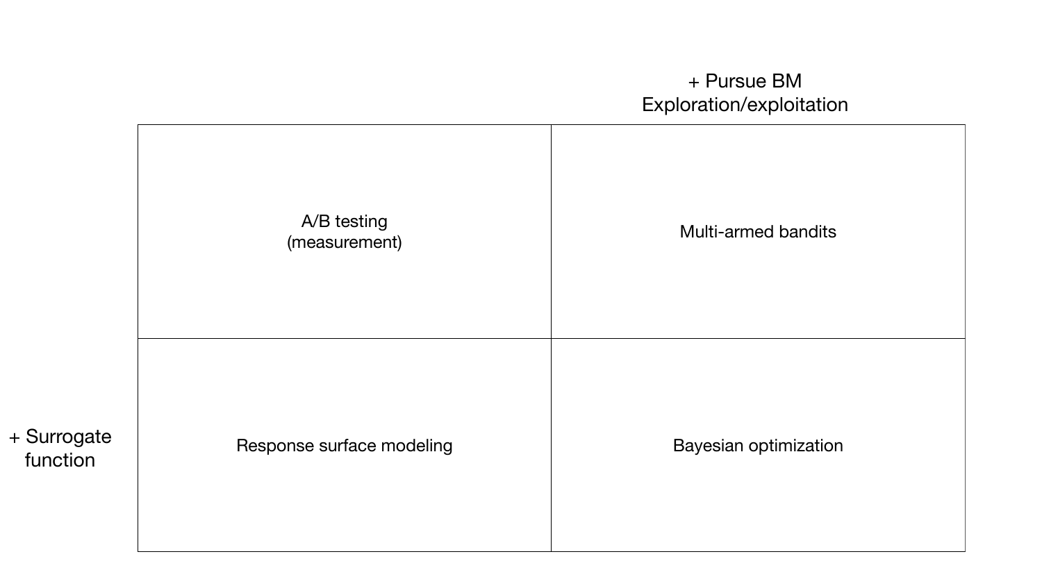|  | + Pursue BM Exploration/exploitation |
|---|---|
| A/B testing (measurement) | Multi-armed bandits |
| **+ Surrogate function:** Response surface modeling | Bayesian optimization |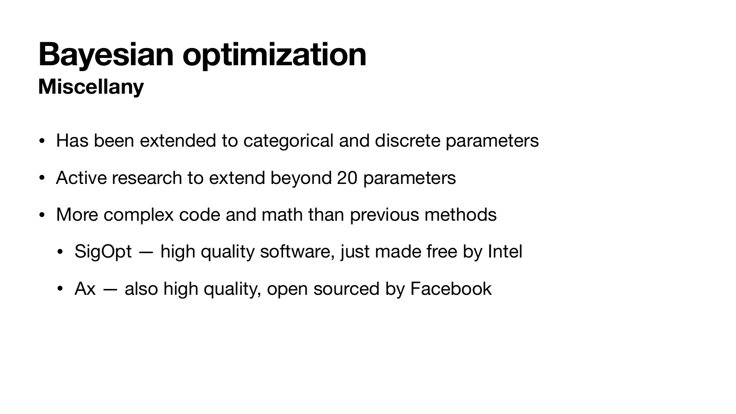# Bayesian optimization

## Miscellany

- Has been extended to categorical and discrete parameters
- Active research to extend beyond 20 parameters
- More complex code and math than previous methods
  - SigOpt — high quality software, just made free by Intel
  - Ax — also high quality, open sourced by Facebook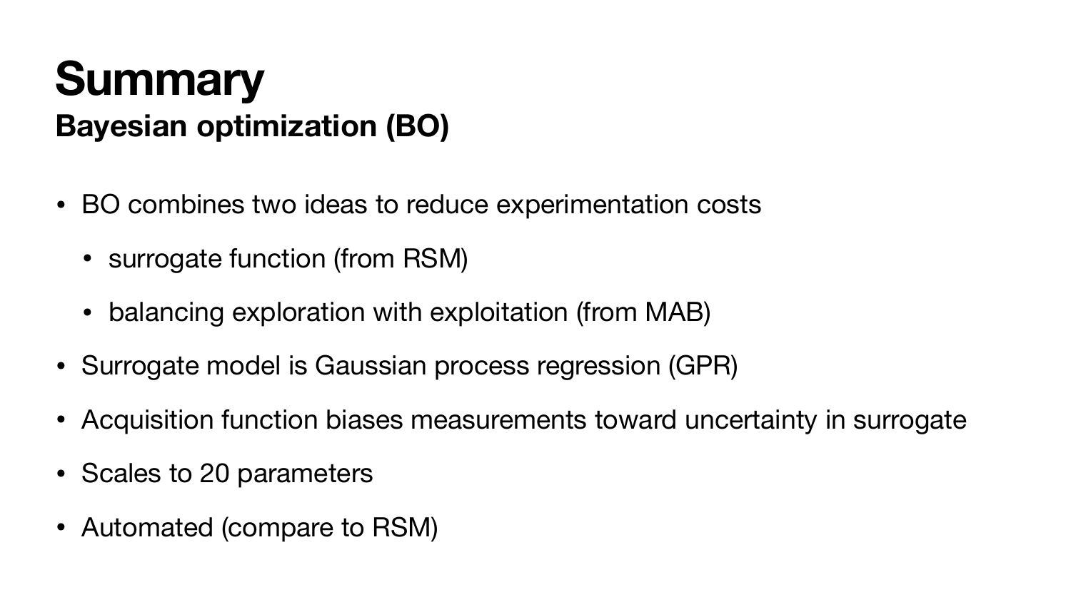# Summary

## Bayesian optimization (BO)

- BO combines two ideas to reduce experimentation costs
  - surrogate function (from RSM)
  - balancing exploration with exploitation (from MAB)
- Surrogate model is Gaussian process regression (GPR)
- Acquisition function biases measurements toward uncertainty in surrogate
- Scales to 20 parameters
- Automated (compare to RSM)